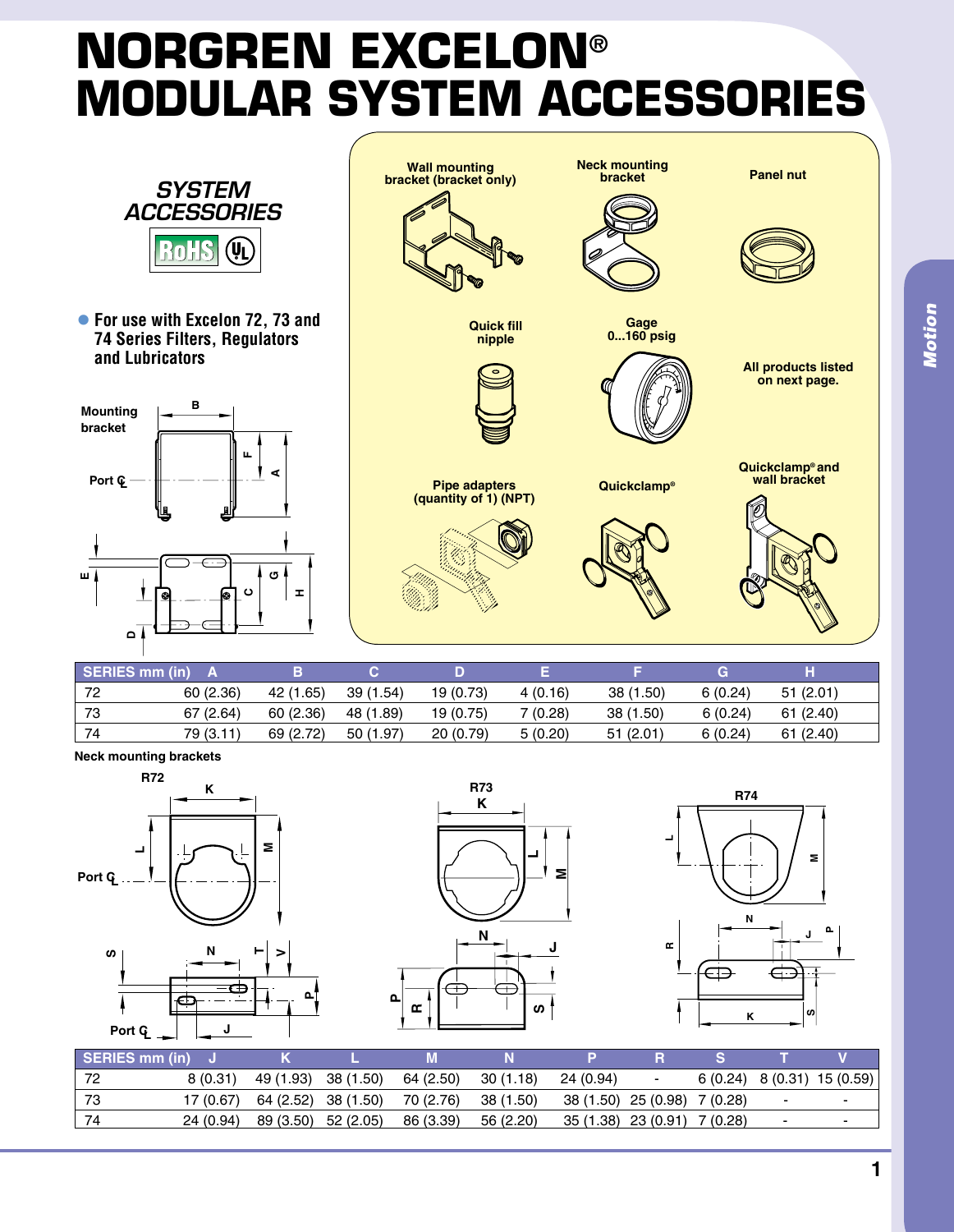# NORGREN EXCELON® MODULAR SYSTEM ACCESSORIES

## SYSTEM ACCESSORIES

RoHS UL

- For use with Excelon 72, 73 and 74 Series Filters, Regulators and Lubricators

Mounting bracket

Port ℄

Wall mounting bracket (bracket only)

Neck mounting bracket

Panel nut

Quick fill nipple

Gage 0...160 psig

All products listed on next page.

Pipe adapters (quantity of 1) (NPT)

Quickclamp®

Quickclamp® and wall bracket

| SERIES mm (in) | A | B | C | D | E | F | G | H |
|---|---|---|---|---|---|---|---|---|
| 72 | 60 (2.36) | 42 (1.65) | 39 (1.54) | 19 (0.73) | 4 (0.16) | 38 (1.50) | 6 (0.24) | 51 (2.01) |
| 73 | 67 (2.64) | 60 (2.36) | 48 (1.89) | 19 (0.75) | 7 (0.28) | 38 (1.50) | 6 (0.24) | 61 (2.40) |
| 74 | 79 (3.11) | 69 (2.72) | 50 (1.97) | 20 (0.79) | 5 (0.20) | 51 (2.01) | 6 (0.24) | 61 (2.40) |

**Neck mounting brackets**

R72 R73 R74

Port ℄

| SERIES mm (in) | J | K | L | M | N | P | R | S | T | V |
|---|---|---|---|---|---|---|---|---|---|---|
| 72 | 8 (0.31) | 49 (1.93) | 38 (1.50) | 64 (2.50) | 30 (1.18) | 24 (0.94) | - | 6 (0.24) | 8 (0.31) | 15 (0.59) |
| 73 | 17 (0.67) | 64 (2.52) | 38 (1.50) | 70 (2.76) | 38 (1.50) | 38 (1.50) | 25 (0.98) | 7 (0.28) | - | - |
| 74 | 24 (0.94) | 89 (3.50) | 52 (2.05) | 86 (3.39) | 56 (2.20) | 35 (1.38) | 23 (0.91) | 7 (0.28) | - | - |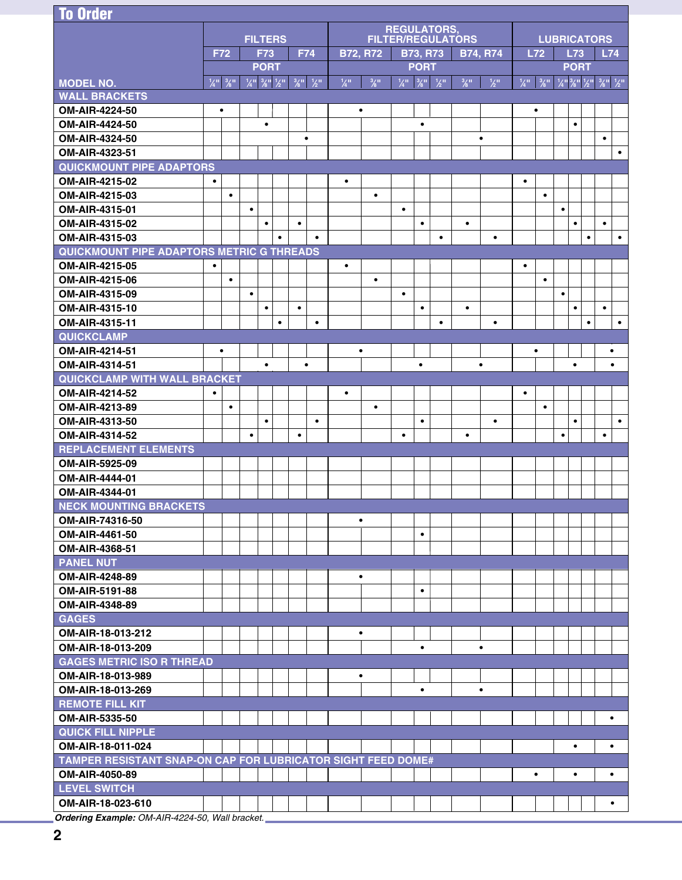## To Order

| MODEL NO. | FILTERS | | | | | | | REGULATORS, FILTER/REGULATORS | | | | | | | LUBRICATORS | | | | | | |
|---|---|---|---|---|---|---|---|---|---|---|---|---|---|---|---|---|---|---|---|---|---|
| | F72 | | F73 | | | F74 | | B72, R72 | | B73, R73 | | | B74, R74 | | L72 | | L73 | | | L74 | |
| | PORT | | | | | | | PORT | | | | | | | PORT | | | | | | |
| | ¼" | ⅜" | ¼" | ⅜" | ½" | ⅜" | ½" | ¼" | ⅜" | ¼" | ⅜" | ½" | ⅜" | ½" | ¼" | ⅜" | ¼" | ⅜" | ½" | ⅜" | ½" |
| **WALL BRACKETS** | | | | | | | | | | | | | | | | | | | | | |
| OM-AIR-4224-50 | • | • | | | | | | • | • | | | | | | • | • | | | | | |
| OM-AIR-4424-50 | | | • | • | • | | | | | • | • | • | | | | | • | • | • | | |
| OM-AIR-4324-50 | | | | | | • | • | | | | | | • | • | | | | | | • | |
| OM-AIR-4323-51 | | | | | | | | | | | | | | | | | | | | | • |
| **QUICKMOUNT PIPE ADAPTORS** | | | | | | | | | | | | | | | | | | | | | |
| OM-AIR-4215-02 | • | | | | | | | • | | | | | | | • | | | | | | |
| OM-AIR-4215-03 | | • | | | | | | | • | | | | | | | • | | | | | |
| OM-AIR-4315-01 | | | • | | | | | | | • | | | | | | | • | | | | |
| OM-AIR-4315-02 | | | | • | | • | | | | | • | | • | | | | | • | | • | |
| OM-AIR-4315-03 | | | | | • | | • | | | | | • | | • | | | | | • | | • |
| **QUICKMOUNT PIPE ADAPTORS METRIC G THREADS** | | | | | | | | | | | | | | | | | | | | | |
| OM-AIR-4215-05 | • | | | | | | | • | | | | | | | • | | | | | | |
| OM-AIR-4215-06 | | • | | | | | | | • | | | | | | | • | | | | | |
| OM-AIR-4315-09 | | | • | | | | | | | • | | | | | | | • | | | | |
| OM-AIR-4315-10 | | | | • | | • | | | | | • | | • | | | | | • | | • | |
| OM-AIR-4315-11 | | | | | • | | • | | | | | • | | • | | | | | • | | • |
| **QUICKCLAMP** | | | | | | | | | | | | | | | | | | | | | |
| OM-AIR-4214-51 | • | • | | | | | | • | • | | | | | | • | • | | | | | |
| OM-AIR-4314-51 | | | • | • | • | • | • | | | • | • | • | • | • | | | • | • | • | • | • |
| **QUICKCLAMP WITH WALL BRACKET** | | | | | | | | | | | | | | | | | | | | | |
| OM-AIR-4214-52 | • | | | | | | | • | | | | | | | • | | | | | | |
| OM-AIR-4213-89 | | • | | | | | | | • | | | | | | | • | | | | | |
| OM-AIR-4313-50 | | | | • | | | • | | | | • | | | • | | | | • | | | • |
| OM-AIR-4314-52 | | | • | | | • | | | | • | | | • | | | | • | | | • | |
| **REPLACEMENT ELEMENTS** | | | | | | | | | | | | | | | | | | | | | |
| OM-AIR-5925-09 | | | | | | | | | | | | | | | | | | | | | |
| OM-AIR-4444-01 | | | | | | | | | | | | | | | | | | | | | |
| OM-AIR-4344-01 | | | | | | | | | | | | | | | | | | | | | |
| **NECK MOUNTING BRACKETS** | | | | | | | | | | | | | | | | | | | | | |
| OM-AIR-74316-50 | | | | | | | | • | • | | | | | | | | | | | | |
| OM-AIR-4461-50 | | | | | | | | | | • | • | • | | | | | | | | | |
| OM-AIR-4368-51 | | | | | | | | | | | | | | | | | | | | | |
| **PANEL NUT** | | | | | | | | | | | | | | | | | | | | | |
| OM-AIR-4248-89 | | | | | | | | • | • | | | | | | | | | | | | |
| OM-AIR-5191-88 | | | | | | | | | | • | • | • | | | | | | | | | |
| OM-AIR-4348-89 | | | | | | | | | | | | | | | | | | | | | |
| **GAGES** | | | | | | | | | | | | | | | | | | | | | |
| OM-AIR-18-013-212 | | | | | | | | • | • | | | | | | | | | | | | |
| OM-AIR-18-013-209 | | | | | | | | | | • | • | • | • | • | | | | | | | |
| **GAGES METRIC ISO R THREAD** | | | | | | | | | | | | | | | | | | | | | |
| OM-AIR-18-013-989 | | | | | | | | • | • | | | | | | | | | | | | |
| OM-AIR-18-013-269 | | | | | | | | | | • | • | • | • | • | | | | | | | |
| **REMOTE FILL KIT** | | | | | | | | | | | | | | | | | | | | | |
| OM-AIR-5335-50 | | | | | | | | | | | | | | | | | | | | • | • |
| **QUICK FILL NIPPLE** | | | | | | | | | | | | | | | | | | | | | |
| OM-AIR-18-011-024 | | | | | | | | | | | | | | | | | • | • | • | • | • |
| **TAMPER RESISTANT SNAP-ON CAP FOR LUBRICATOR SIGHT FEED DOME#** | | | | | | | | | | | | | | | | | | | | | |
| OM-AIR-4050-89 | | | | | | | | | | | | | | | • | • | • | • | • | • | • |
| **LEVEL SWITCH** | | | | | | | | | | | | | | | | | | | | | |
| OM-AIR-18-023-610 | | | | | | | | | | | | | | | | | | | | • | • |

***Ordering Example:*** *OM-AIR-4224-50, Wall bracket.*